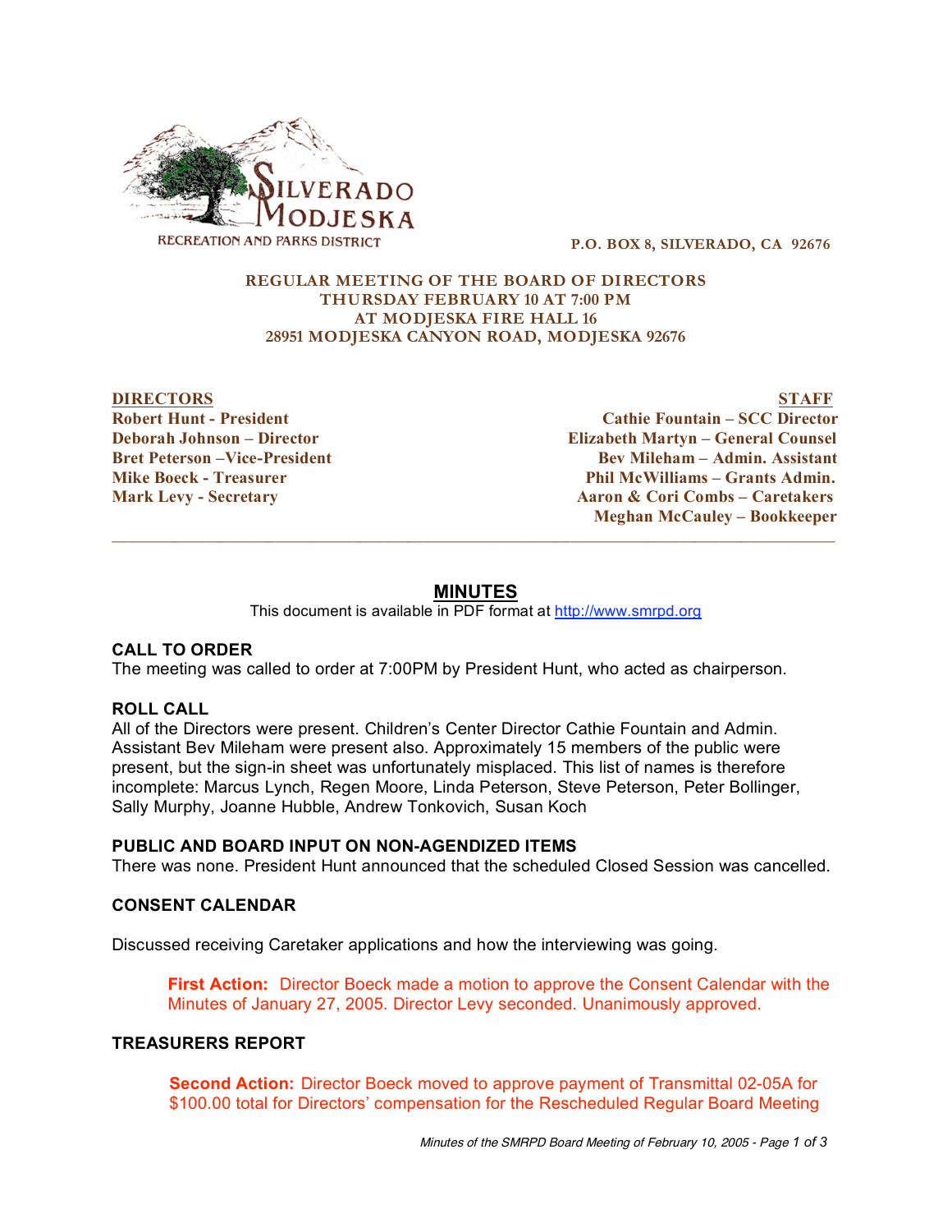SILVERADO MODJESKA
RECREATION AND PARKS DISTRICT

P.O. BOX 8, SILVERADO, CA 92676

**REGULAR MEETING OF THE BOARD OF DIRECTORS**
**THURSDAY FEBRUARY 10 AT 7:00 PM**
**AT MODJESKA FIRE HALL 16**
**28951 MODJESKA CANYON ROAD, MODJESKA 92676**

**DIRECTORS**
**Robert Hunt - President**
**Deborah Johnson – Director**
**Bret Peterson –Vice-President**
**Mike Boeck - Treasurer**
**Mark Levy - Secretary**

**STAFF**
**Cathie Fountain – SCC Director**
**Elizabeth Martyn – General Counsel**
**Bev Mileham – Admin. Assistant**
**Phil McWilliams – Grants Admin.**
**Aaron & Cori Combs – Caretakers**
**Meghan McCauley – Bookkeeper**

---

# MINUTES

This document is available in PDF format at http://www.smrpd.org

## CALL TO ORDER

The meeting was called to order at 7:00PM by President Hunt, who acted as chairperson.

## ROLL CALL

All of the Directors were present. Children's Center Director Cathie Fountain and Admin. Assistant Bev Mileham were present also. Approximately 15 members of the public were present, but the sign-in sheet was unfortunately misplaced. This list of names is therefore incomplete: Marcus Lynch, Regen Moore, Linda Peterson, Steve Peterson, Peter Bollinger, Sally Murphy, Joanne Hubble, Andrew Tonkovich, Susan Koch

## PUBLIC AND BOARD INPUT ON NON-AGENDIZED ITEMS

There was none. President Hunt announced that the scheduled Closed Session was cancelled.

## CONSENT CALENDAR

Discussed receiving Caretaker applications and how the interviewing was going.

> **First Action:** Director Boeck made a motion to approve the Consent Calendar with the Minutes of January 27, 2005. Director Levy seconded. Unanimously approved.

## TREASURERS REPORT

> **Second Action:** Director Boeck moved to approve payment of Transmittal 02-05A for $100.00 total for Directors' compensation for the Rescheduled Regular Board Meeting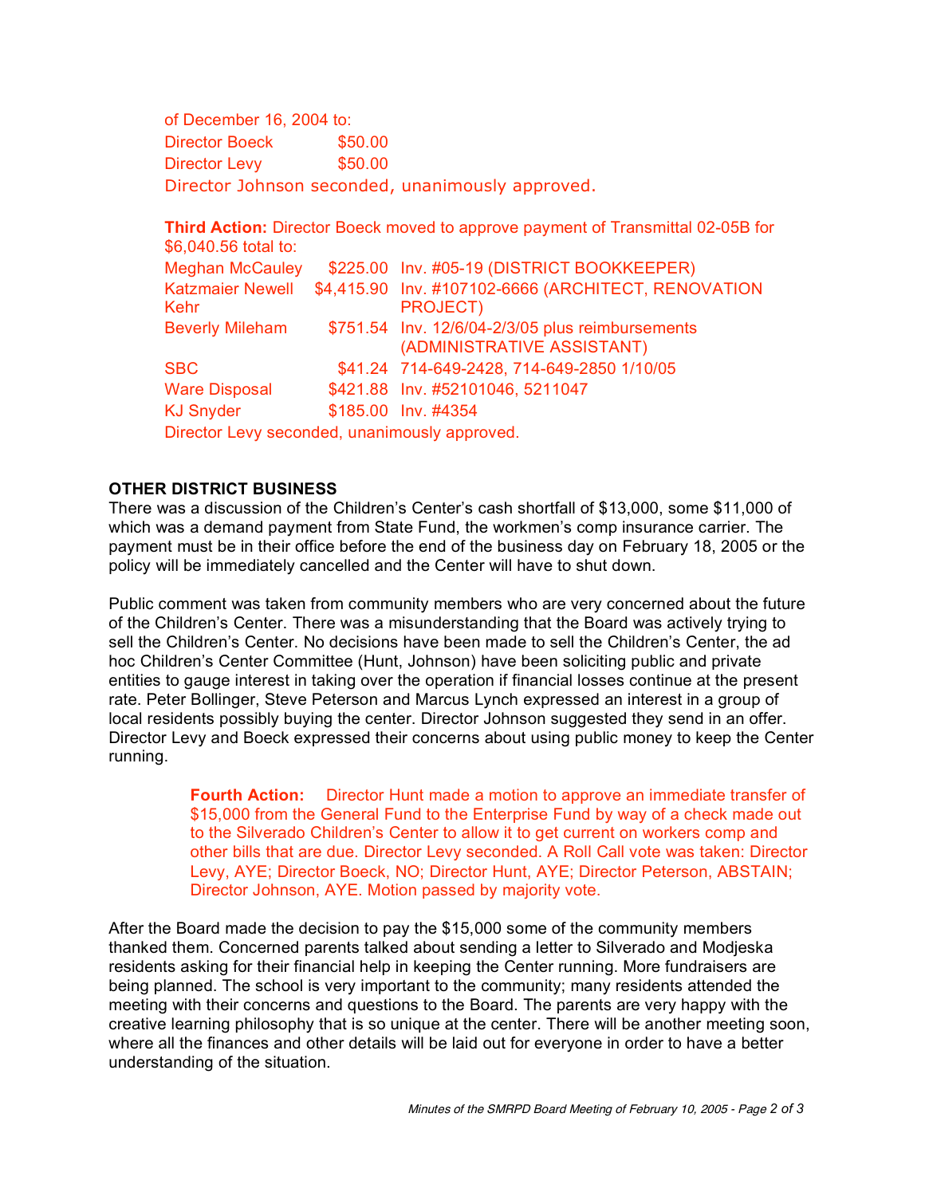of December 16, 2004 to:

| | |
|---|---|
| Director Boeck | $50.00 |
| Director Levy | $50.00 |

Director Johnson seconded, unanimously approved.

**Third Action:** Director Boeck moved to approve payment of Transmittal 02-05B for $6,040.56 total to:

| | | |
|---|---|---|
| Meghan McCauley | $225.00 | Inv. #05-19 (DISTRICT BOOKKEEPER) |
| Katzmaier Newell Kehr | $4,415.90 | Inv. #107102-6666 (ARCHITECT, RENOVATION PROJECT) |
| Beverly Mileham | $751.54 | Inv. 12/6/04-2/3/05 plus reimbursements (ADMINISTRATIVE ASSISTANT) |
| SBC | $41.24 | 714-649-2428, 714-649-2850 1/10/05 |
| Ware Disposal | $421.88 | Inv. #52101046, 5211047 |
| KJ Snyder | $185.00 | Inv. #4354 |

Director Levy seconded, unanimously approved.

**OTHER DISTRICT BUSINESS**

There was a discussion of the Children's Center's cash shortfall of $13,000, some $11,000 of which was a demand payment from State Fund, the workmen's comp insurance carrier. The payment must be in their office before the end of the business day on February 18, 2005 or the policy will be immediately cancelled and the Center will have to shut down.

Public comment was taken from community members who are very concerned about the future of the Children's Center. There was a misunderstanding that the Board was actively trying to sell the Children's Center. No decisions have been made to sell the Children's Center, the ad hoc Children's Center Committee (Hunt, Johnson) have been soliciting public and private entities to gauge interest in taking over the operation if financial losses continue at the present rate. Peter Bollinger, Steve Peterson and Marcus Lynch expressed an interest in a group of local residents possibly buying the center. Director Johnson suggested they send in an offer. Director Levy and Boeck expressed their concerns about using public money to keep the Center running.

> **Fourth Action:** Director Hunt made a motion to approve an immediate transfer of $15,000 from the General Fund to the Enterprise Fund by way of a check made out to the Silverado Children's Center to allow it to get current on workers comp and other bills that are due. Director Levy seconded. A Roll Call vote was taken: Director Levy, AYE; Director Boeck, NO; Director Hunt, AYE; Director Peterson, ABSTAIN; Director Johnson, AYE. Motion passed by majority vote.

After the Board made the decision to pay the $15,000 some of the community members thanked them. Concerned parents talked about sending a letter to Silverado and Modjeska residents asking for their financial help in keeping the Center running. More fundraisers are being planned. The school is very important to the community; many residents attended the meeting with their concerns and questions to the Board. The parents are very happy with the creative learning philosophy that is so unique at the center. There will be another meeting soon, where all the finances and other details will be laid out for everyone in order to have a better understanding of the situation.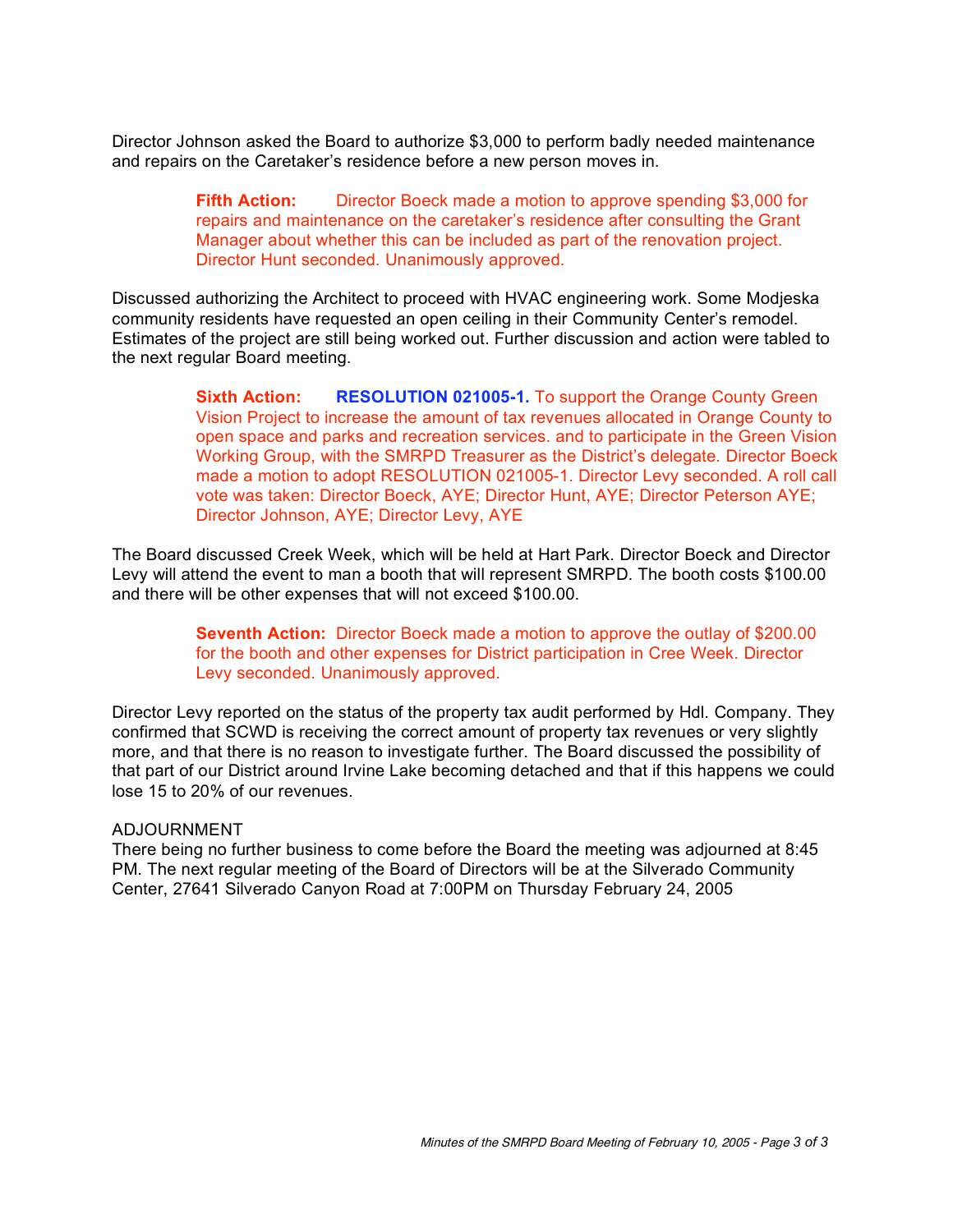Director Johnson asked the Board to authorize $3,000 to perform badly needed maintenance and repairs on the Caretaker's residence before a new person moves in.

> **Fifth Action:** Director Boeck made a motion to approve spending $3,000 for repairs and maintenance on the caretaker's residence after consulting the Grant Manager about whether this can be included as part of the renovation project. Director Hunt seconded. Unanimously approved.

Discussed authorizing the Architect to proceed with HVAC engineering work. Some Modjeska community residents have requested an open ceiling in their Community Center's remodel. Estimates of the project are still being worked out. Further discussion and action were tabled to the next regular Board meeting.

> **Sixth Action:** **RESOLUTION 021005-1.** To support the Orange County Green Vision Project to increase the amount of tax revenues allocated in Orange County to open space and parks and recreation services. and to participate in the Green Vision Working Group, with the SMRPD Treasurer as the District's delegate. Director Boeck made a motion to adopt RESOLUTION 021005-1. Director Levy seconded. A roll call vote was taken: Director Boeck, AYE; Director Hunt, AYE; Director Peterson AYE; Director Johnson, AYE; Director Levy, AYE

The Board discussed Creek Week, which will be held at Hart Park. Director Boeck and Director Levy will attend the event to man a booth that will represent SMRPD. The booth costs $100.00 and there will be other expenses that will not exceed $100.00.

> **Seventh Action:** Director Boeck made a motion to approve the outlay of $200.00 for the booth and other expenses for District participation in Cree Week. Director Levy seconded. Unanimously approved.

Director Levy reported on the status of the property tax audit performed by Hdl. Company. They confirmed that SCWD is receiving the correct amount of property tax revenues or very slightly more, and that there is no reason to investigate further. The Board discussed the possibility of that part of our District around Irvine Lake becoming detached and that if this happens we could lose 15 to 20% of our revenues.

ADJOURNMENT

There being no further business to come before the Board the meeting was adjourned at 8:45 PM. The next regular meeting of the Board of Directors will be at the Silverado Community Center, 27641 Silverado Canyon Road at 7:00PM on Thursday February 24, 2005